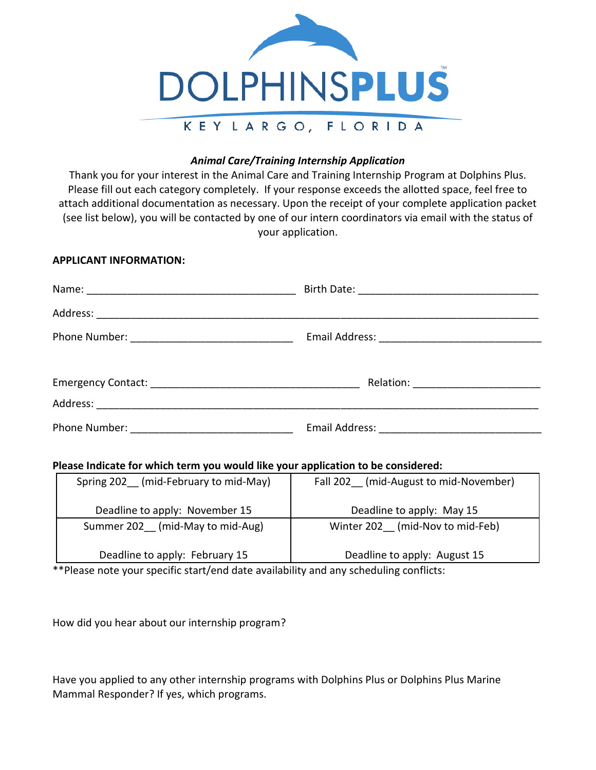# DOLPHINSPLUS™

KEY LARGO, FLORIDA

*Animal Care/Training Internship Application*

Thank you for your interest in the Animal Care and Training Internship Program at Dolphins Plus. Please fill out each category completely. If your response exceeds the allotted space, feel free to attach additional documentation as necessary. Upon the receipt of your complete application packet (see list below), you will be contacted by one of our intern coordinators via email with the status of your application.

**APPLICANT INFORMATION:**

Name: ___________________________________ Birth Date: ______________________________

Address: ___________________________________________________________________________

Phone Number: ___________________________ Email Address: ___________________________

Emergency Contact: ___________________________________ Relation: _____________________

Address: ___________________________________________________________________________

Phone Number: ___________________________ Email Address: ___________________________

**Please Indicate for which term you would like your application to be considered:**

| | |
|---|---|
| Spring 202__ (mid-February to mid-May)<br><br>Deadline to apply: November 15 | Fall 202__ (mid-August to mid-November)<br><br>Deadline to apply: May 15 |
| Summer 202__ (mid-May to mid-Aug)<br><br>Deadline to apply: February 15 | Winter 202__ (mid-Nov to mid-Feb)<br><br>Deadline to apply: August 15 |

**Please note your specific start/end date availability and any scheduling conflicts:

How did you hear about our internship program?

Have you applied to any other internship programs with Dolphins Plus or Dolphins Plus Marine Mammal Responder? If yes, which programs.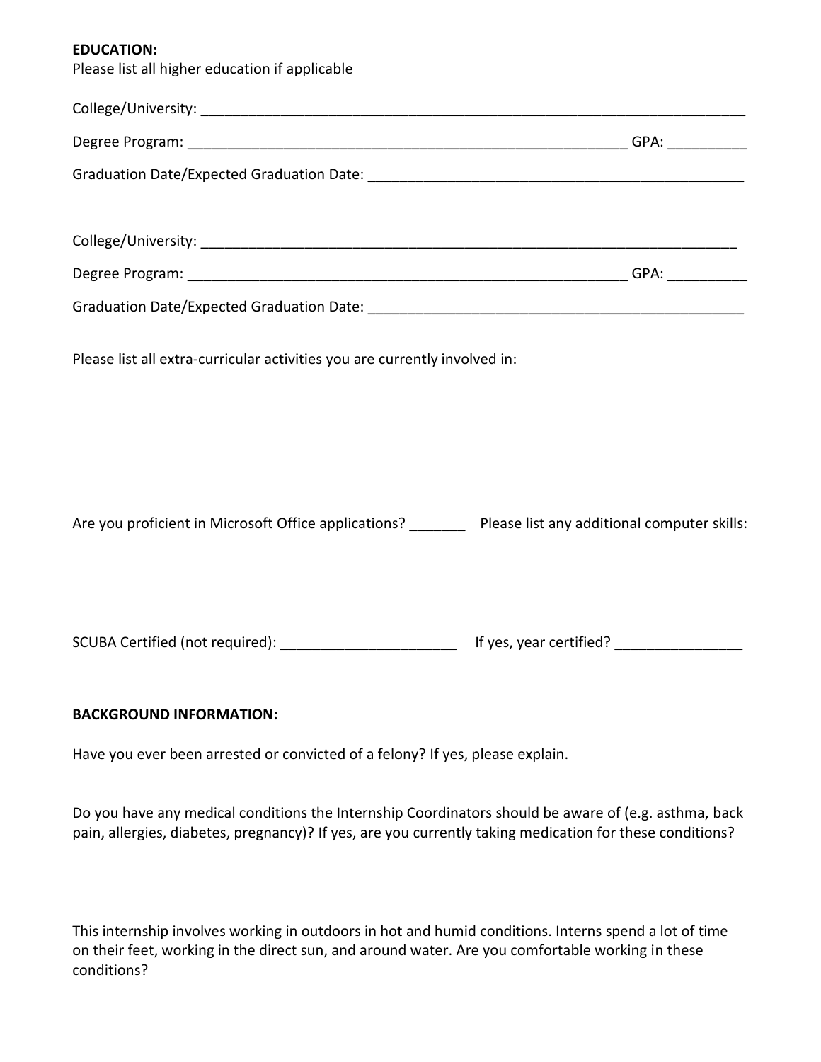**EDUCATION:**
Please list all higher education if applicable

College/University: ______________________________________________________________________

Degree Program: _______________________________________________________ GPA: __________

Graduation Date/Expected Graduation Date: _______________________________________________

College/University: _____________________________________________________________________

Degree Program: _______________________________________________________ GPA: __________

Graduation Date/Expected Graduation Date: _______________________________________________

Please list all extra-curricular activities you are currently involved in:

Are you proficient in Microsoft Office applications? _______ Please list any additional computer skills:

SCUBA Certified (not required): ______________________ If yes, year certified? ________________

**BACKGROUND INFORMATION:**

Have you ever been arrested or convicted of a felony? If yes, please explain.

Do you have any medical conditions the Internship Coordinators should be aware of (e.g. asthma, back pain, allergies, diabetes, pregnancy)? If yes, are you currently taking medication for these conditions?

This internship involves working in outdoors in hot and humid conditions. Interns spend a lot of time on their feet, working in the direct sun, and around water. Are you comfortable working in these conditions?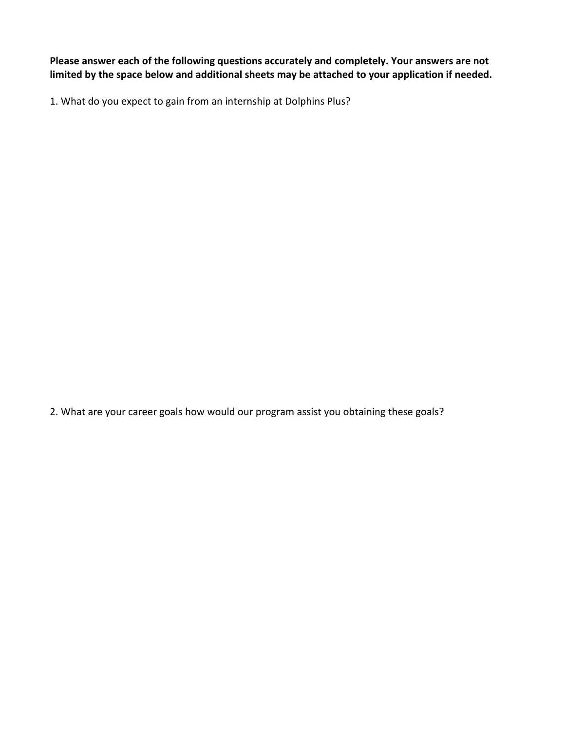**Please answer each of the following questions accurately and completely. Your answers are not limited by the space below and additional sheets may be attached to your application if needed.**

1. What do you expect to gain from an internship at Dolphins Plus?

2. What are your career goals how would our program assist you obtaining these goals?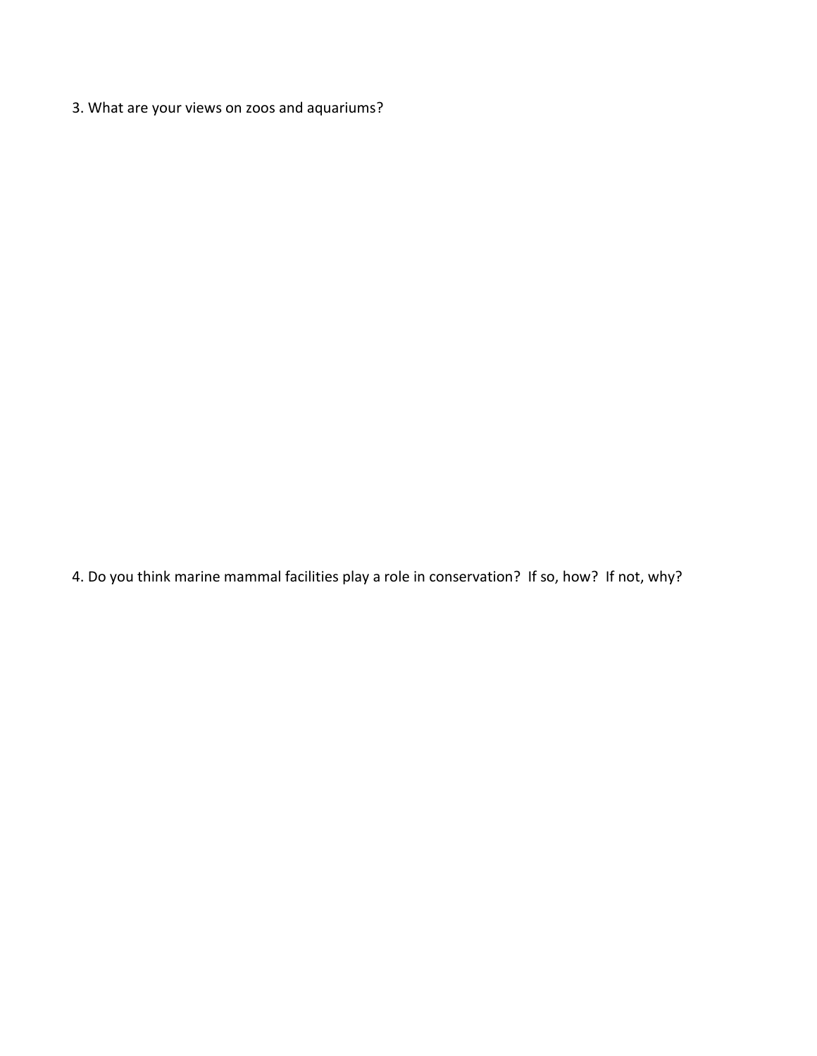3. What are your views on zoos and aquariums?

4. Do you think marine mammal facilities play a role in conservation?  If so, how?  If not, why?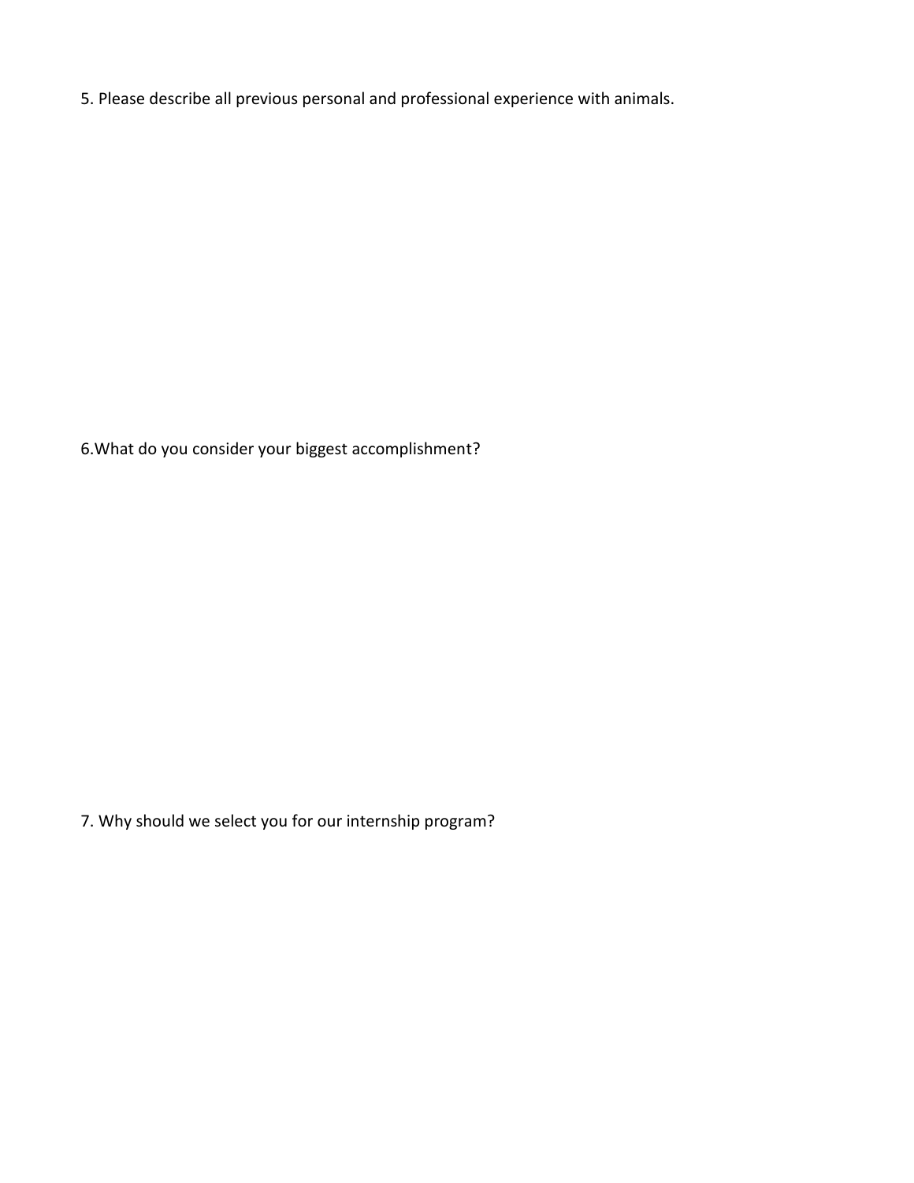5. Please describe all previous personal and professional experience with animals.

6.What do you consider your biggest accomplishment?

7. Why should we select you for our internship program?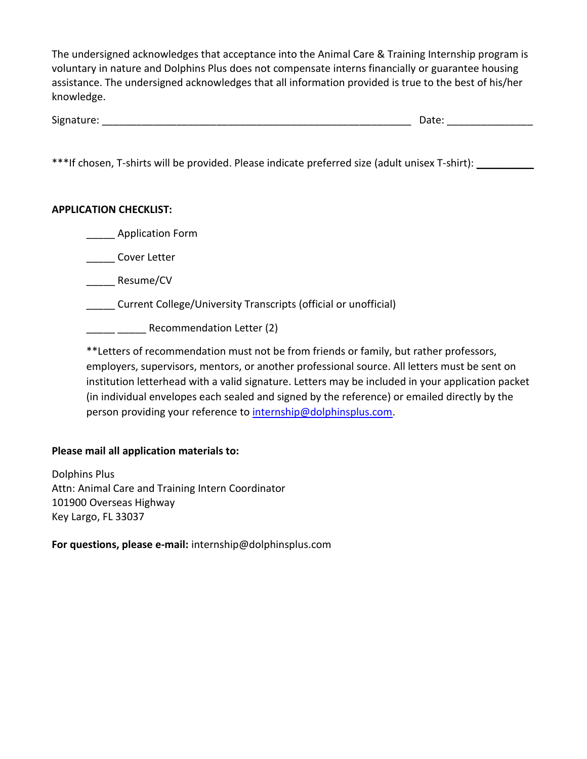The undersigned acknowledges that acceptance into the Animal Care & Training Internship program is voluntary in nature and Dolphins Plus does not compensate interns financially or guarantee housing assistance. The undersigned acknowledges that all information provided is true to the best of his/her knowledge.

Signature: ________________________________________________________ Date: _______________

***If chosen, T-shirts will be provided. Please indicate preferred size (adult unisex T-shirt): __________

**APPLICATION CHECKLIST:**

_____ Application Form

_____ Cover Letter

_____ Resume/CV

_____ Current College/University Transcripts (official or unofficial)

_____ _____ Recommendation Letter (2)

**Letters of recommendation must not be from friends or family, but rather professors, employers, supervisors, mentors, or another professional source. All letters must be sent on institution letterhead with a valid signature. Letters may be included in your application packet (in individual envelopes each sealed and signed by the reference) or emailed directly by the person providing your reference to internship@dolphinsplus.com.

**Please mail all application materials to:**

Dolphins Plus
Attn: Animal Care and Training Intern Coordinator
101900 Overseas Highway
Key Largo, FL 33037

**For questions, please e-mail:** internship@dolphinsplus.com